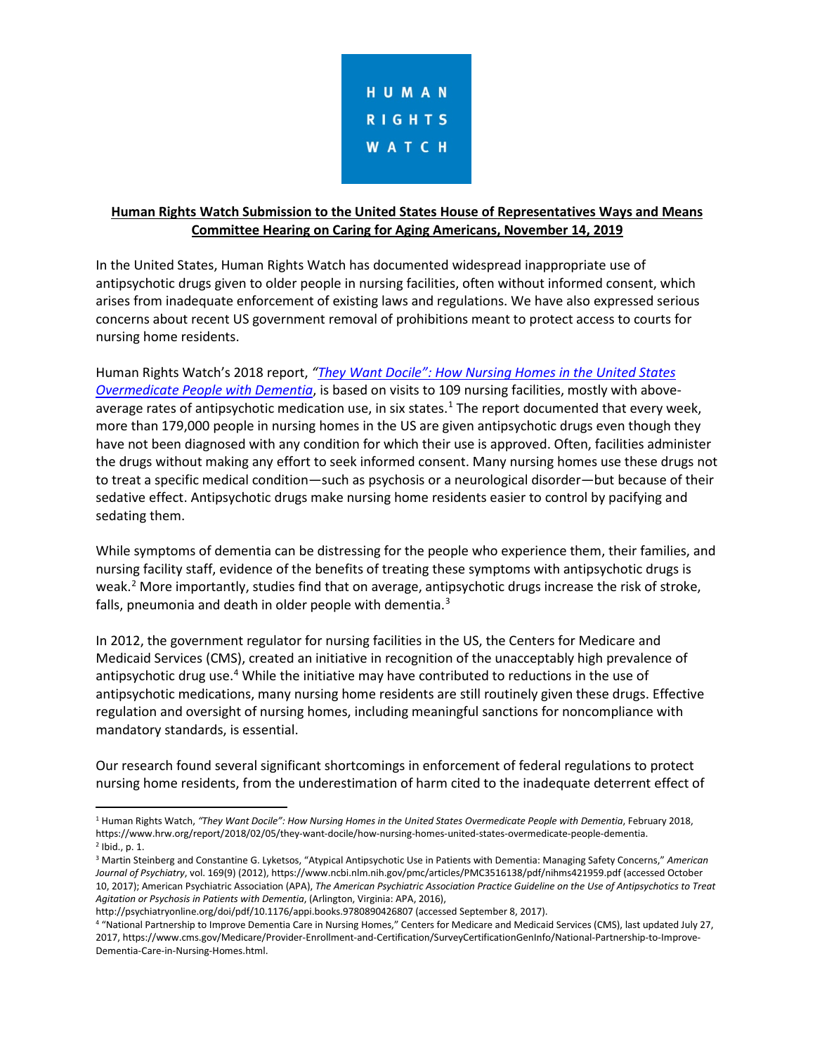HUMAN RIGHTS WATCH

**Human Rights Watch Submission to the United States House of Representatives Ways and Means Committee Hearing on Caring for Aging Americans, November 14, 2019**

In the United States, Human Rights Watch has documented widespread inappropriate use of antipsychotic drugs given to older people in nursing facilities, often without informed consent, which arises from inadequate enforcement of existing laws and regulations. We have also expressed serious concerns about recent US government removal of prohibitions meant to protect access to courts for nursing home residents.

Human Rights Watch's 2018 report, *"They Want Docile": How Nursing Homes in the United States Overmedicate People with Dementia*, is based on visits to 109 nursing facilities, mostly with above-average rates of antipsychotic medication use, in six states.[1] The report documented that every week, more than 179,000 people in nursing homes in the US are given antipsychotic drugs even though they have not been diagnosed with any condition for which their use is approved. Often, facilities administer the drugs without making any effort to seek informed consent. Many nursing homes use these drugs not to treat a specific medical condition—such as psychosis or a neurological disorder—but because of their sedative effect. Antipsychotic drugs make nursing home residents easier to control by pacifying and sedating them.

While symptoms of dementia can be distressing for the people who experience them, their families, and nursing facility staff, evidence of the benefits of treating these symptoms with antipsychotic drugs is weak.[2] More importantly, studies find that on average, antipsychotic drugs increase the risk of stroke, falls, pneumonia and death in older people with dementia.[3]

In 2012, the government regulator for nursing facilities in the US, the Centers for Medicare and Medicaid Services (CMS), created an initiative in recognition of the unacceptably high prevalence of antipsychotic drug use.[4] While the initiative may have contributed to reductions in the use of antipsychotic medications, many nursing home residents are still routinely given these drugs. Effective regulation and oversight of nursing homes, including meaningful sanctions for noncompliance with mandatory standards, is essential.

Our research found several significant shortcomings in enforcement of federal regulations to protect nursing home residents, from the underestimation of harm cited to the inadequate deterrent effect of

---

[1] Human Rights Watch, *"They Want Docile": How Nursing Homes in the United States Overmedicate People with Dementia*, February 2018, https://www.hrw.org/report/2018/02/05/they-want-docile/how-nursing-homes-united-states-overmedicate-people-dementia.

[2] Ibid., p. 1.

[3] Martin Steinberg and Constantine G. Lyketsos, "Atypical Antipsychotic Use in Patients with Dementia: Managing Safety Concerns," *American Journal of Psychiatry*, vol. 169(9) (2012), https://www.ncbi.nlm.nih.gov/pmc/articles/PMC3516138/pdf/nihms421959.pdf (accessed October 10, 2017); American Psychiatric Association (APA), *The American Psychiatric Association Practice Guideline on the Use of Antipsychotics to Treat Agitation or Psychosis in Patients with Dementia*, (Arlington, Virginia: APA, 2016), http://psychiatryonline.org/doi/pdf/10.1176/appi.books.9780890426807 (accessed September 8, 2017).

[4] "National Partnership to Improve Dementia Care in Nursing Homes," Centers for Medicare and Medicaid Services (CMS), last updated July 27, 2017, https://www.cms.gov/Medicare/Provider-Enrollment-and-Certification/SurveyCertificationGenInfo/National-Partnership-to-Improve-Dementia-Care-in-Nursing-Homes.html.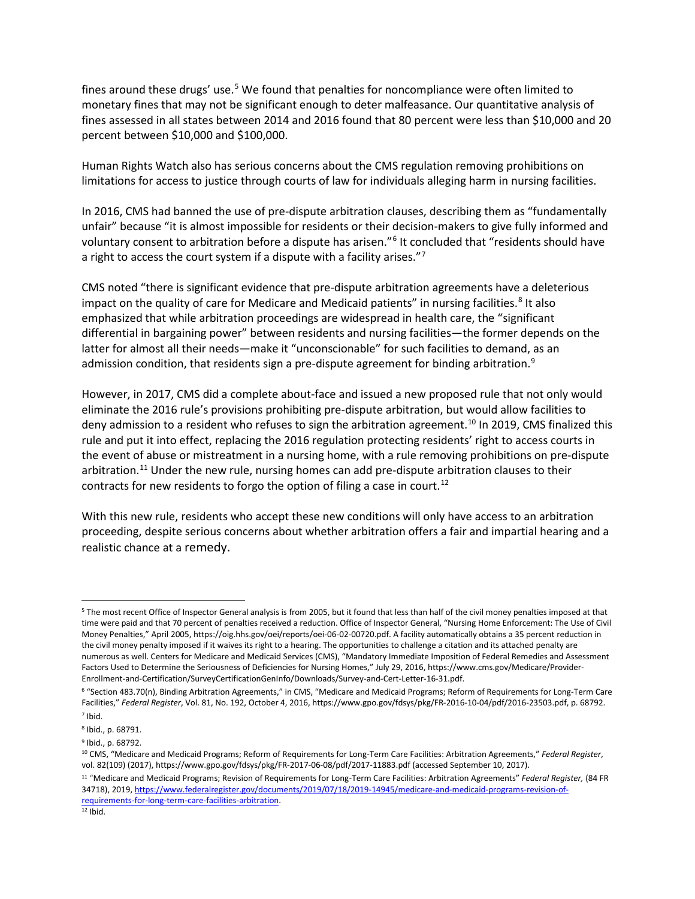fines around these drugs' use.[5] We found that penalties for noncompliance were often limited to monetary fines that may not be significant enough to deter malfeasance. Our quantitative analysis of fines assessed in all states between 2014 and 2016 found that 80 percent were less than $10,000 and 20 percent between $10,000 and $100,000.

Human Rights Watch also has serious concerns about the CMS regulation removing prohibitions on limitations for access to justice through courts of law for individuals alleging harm in nursing facilities.

In 2016, CMS had banned the use of pre-dispute arbitration clauses, describing them as "fundamentally unfair" because "it is almost impossible for residents or their decision-makers to give fully informed and voluntary consent to arbitration before a dispute has arisen."[6] It concluded that "residents should have a right to access the court system if a dispute with a facility arises."[7]

CMS noted "there is significant evidence that pre-dispute arbitration agreements have a deleterious impact on the quality of care for Medicare and Medicaid patients" in nursing facilities.[8] It also emphasized that while arbitration proceedings are widespread in health care, the "significant differential in bargaining power" between residents and nursing facilities—the former depends on the latter for almost all their needs—make it "unconscionable" for such facilities to demand, as an admission condition, that residents sign a pre-dispute agreement for binding arbitration.[9]

However, in 2017, CMS did a complete about-face and issued a new proposed rule that not only would eliminate the 2016 rule's provisions prohibiting pre-dispute arbitration, but would allow facilities to deny admission to a resident who refuses to sign the arbitration agreement.[10] In 2019, CMS finalized this rule and put it into effect, replacing the 2016 regulation protecting residents' right to access courts in the event of abuse or mistreatment in a nursing home, with a rule removing prohibitions on pre-dispute arbitration.[11] Under the new rule, nursing homes can add pre-dispute arbitration clauses to their contracts for new residents to forgo the option of filing a case in court.[12]

With this new rule, residents who accept these new conditions will only have access to an arbitration proceeding, despite serious concerns about whether arbitration offers a fair and impartial hearing and a realistic chance at a remedy.

---

[5] The most recent Office of Inspector General analysis is from 2005, but it found that less than half of the civil money penalties imposed at that time were paid and that 70 percent of penalties received a reduction. Office of Inspector General, "Nursing Home Enforcement: The Use of Civil Money Penalties," April 2005, https://oig.hhs.gov/oei/reports/oei-06-02-00720.pdf. A facility automatically obtains a 35 percent reduction in the civil money penalty imposed if it waives its right to a hearing. The opportunities to challenge a citation and its attached penalty are numerous as well. Centers for Medicare and Medicaid Services (CMS), "Mandatory Immediate Imposition of Federal Remedies and Assessment Factors Used to Determine the Seriousness of Deficiencies for Nursing Homes," July 29, 2016, https://www.cms.gov/Medicare/Provider-Enrollment-and-Certification/SurveyCertificationGenInfo/Downloads/Survey-and-Cert-Letter-16-31.pdf.

[6] "Section 483.70(n), Binding Arbitration Agreements," in CMS, "Medicare and Medicaid Programs; Reform of Requirements for Long-Term Care Facilities," *Federal Register*, Vol. 81, No. 192, October 4, 2016, https://www.gpo.gov/fdsys/pkg/FR-2016-10-04/pdf/2016-23503.pdf, p. 68792.

[7] Ibid.

[8] Ibid., p. 68791.

[9] Ibid., p. 68792.

[10] CMS, "Medicare and Medicaid Programs; Reform of Requirements for Long-Term Care Facilities: Arbitration Agreements," *Federal Register*, vol. 82(109) (2017), https://www.gpo.gov/fdsys/pkg/FR-2017-06-08/pdf/2017-11883.pdf (accessed September 10, 2017).

[11] "Medicare and Medicaid Programs; Revision of Requirements for Long-Term Care Facilities: Arbitration Agreements" *Federal Register,* (84 FR 34718), 2019, https://www.federalregister.gov/documents/2019/07/18/2019-14945/medicare-and-medicaid-programs-revision-of-requirements-for-long-term-care-facilities-arbitration.

[12] Ibid.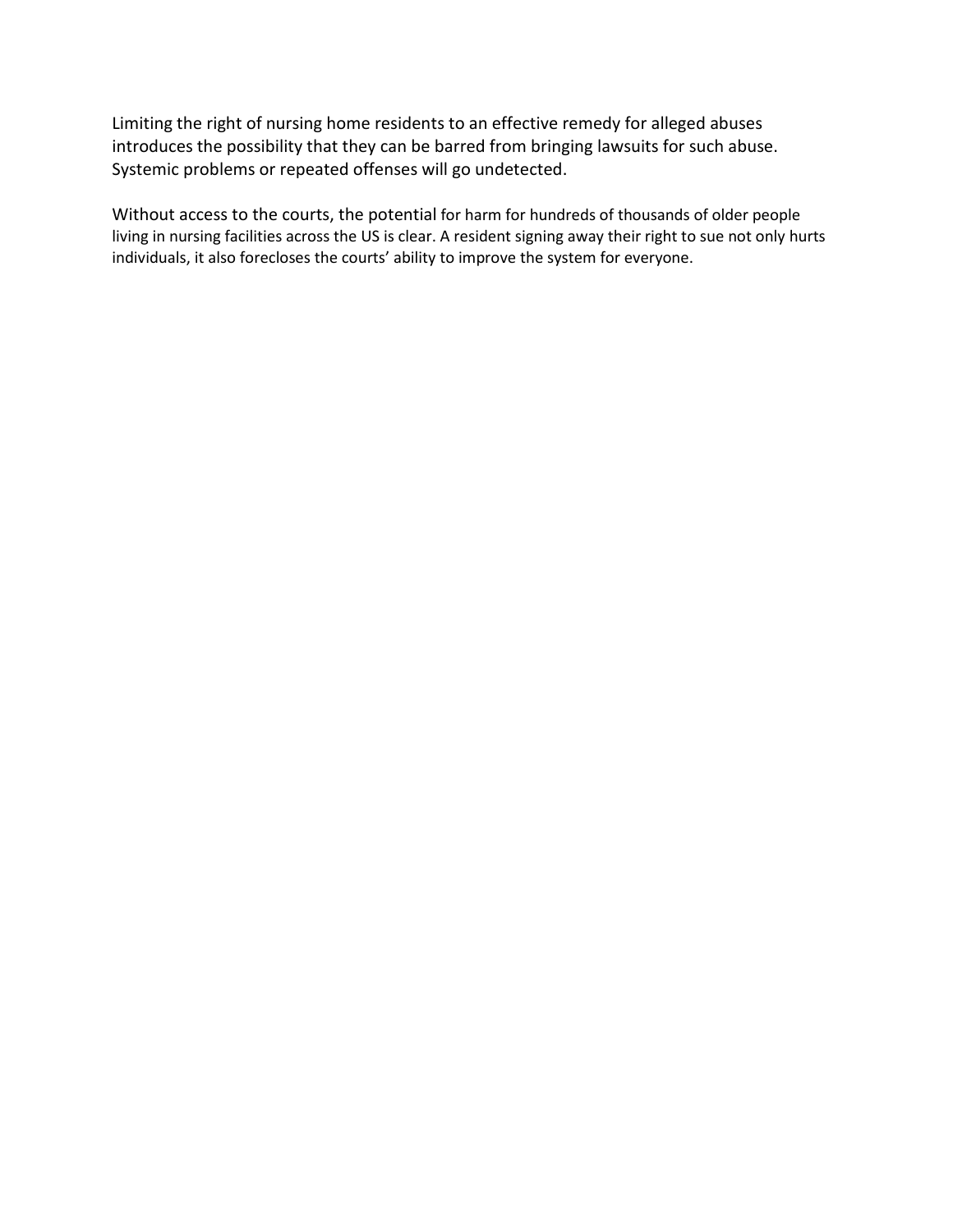Limiting the right of nursing home residents to an effective remedy for alleged abuses introduces the possibility that they can be barred from bringing lawsuits for such abuse. Systemic problems or repeated offenses will go undetected.

Without access to the courts, the potential for harm for hundreds of thousands of older people living in nursing facilities across the US is clear. A resident signing away their right to sue not only hurts individuals, it also forecloses the courts' ability to improve the system for everyone.